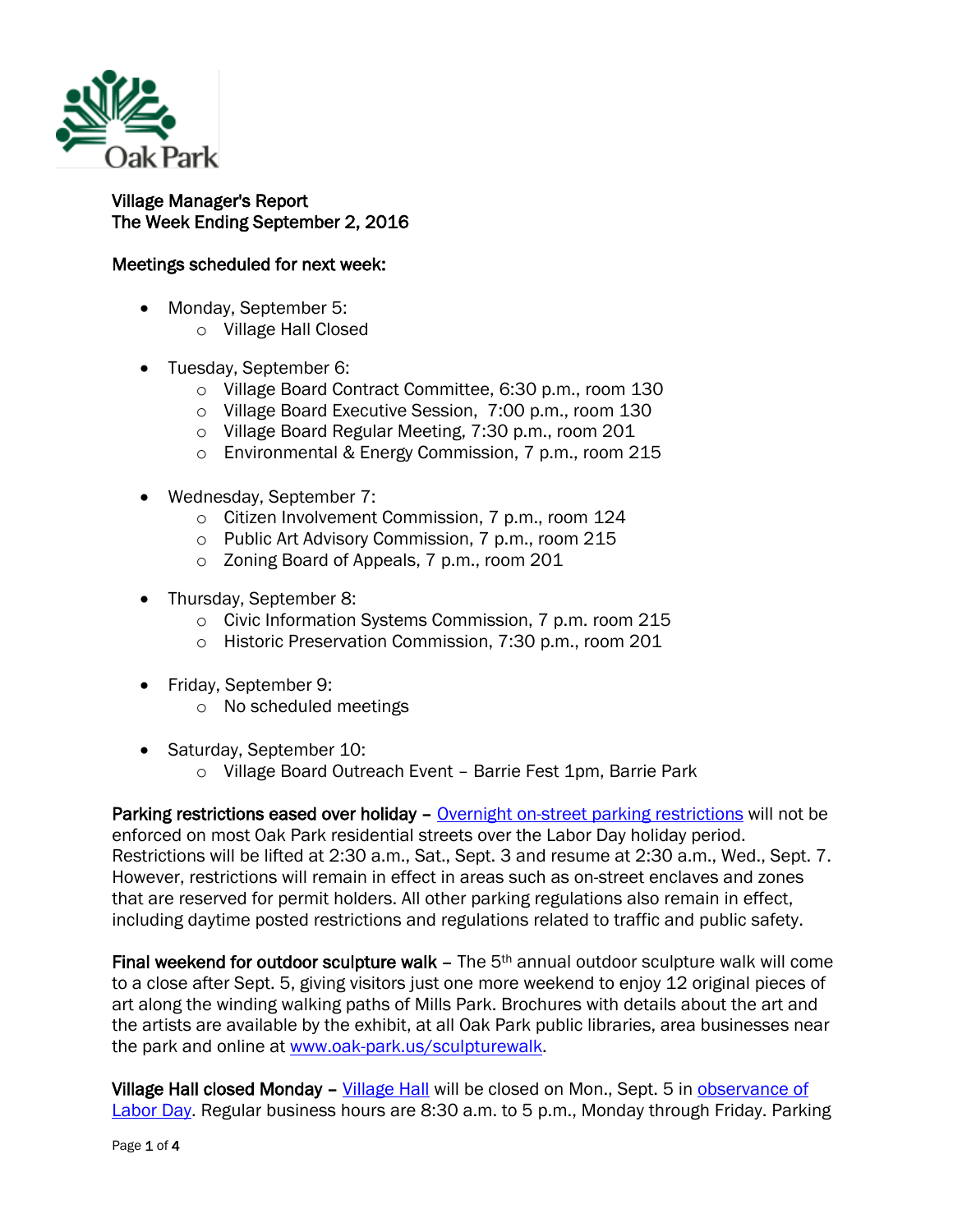Village Manager's Report
The Week Ending September 2, 2016

**Meetings scheduled for next week:**

- Monday, September 5:
  - Village Hall Closed
- Tuesday, September 6:
  - Village Board Contract Committee, 6:30 p.m., room 130
  - Village Board Executive Session, 7:00 p.m., room 130
  - Village Board Regular Meeting, 7:30 p.m., room 201
  - Environmental & Energy Commission, 7 p.m., room 215
- Wednesday, September 7:
  - Citizen Involvement Commission, 7 p.m., room 124
  - Public Art Advisory Commission, 7 p.m., room 215
  - Zoning Board of Appeals, 7 p.m., room 201
- Thursday, September 8:
  - Civic Information Systems Commission, 7 p.m. room 215
  - Historic Preservation Commission, 7:30 p.m., room 201
- Friday, September 9:
  - No scheduled meetings
- Saturday, September 10:
  - Village Board Outreach Event – Barrie Fest 1pm, Barrie Park

**Parking restrictions eased over holiday –** Overnight on-street parking restrictions will not be enforced on most Oak Park residential streets over the Labor Day holiday period. Restrictions will be lifted at 2:30 a.m., Sat., Sept. 3 and resume at 2:30 a.m., Wed., Sept. 7. However, restrictions will remain in effect in areas such as on-street enclaves and zones that are reserved for permit holders. All other parking regulations also remain in effect, including daytime posted restrictions and regulations related to traffic and public safety.

**Final weekend for outdoor sculpture walk** – The 5th annual outdoor sculpture walk will come to a close after Sept. 5, giving visitors just one more weekend to enjoy 12 original pieces of art along the winding walking paths of Mills Park. Brochures with details about the art and the artists are available by the exhibit, at all Oak Park public libraries, area businesses near the park and online at www.oak-park.us/sculpturewalk.

**Village Hall closed Monday –** Village Hall will be closed on Mon., Sept. 5 in observance of Labor Day. Regular business hours are 8:30 a.m. to 5 p.m., Monday through Friday. Parking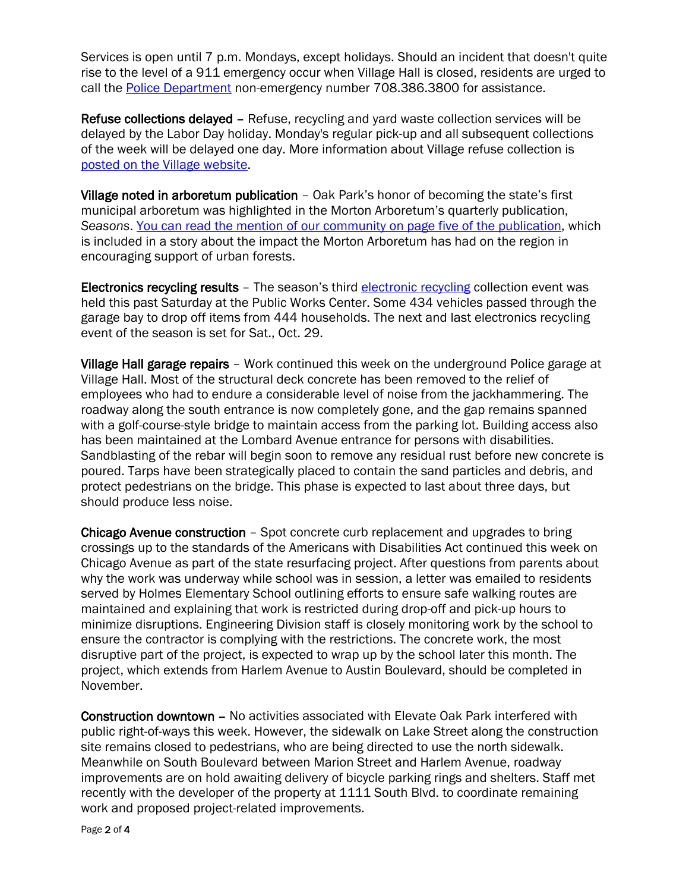Services is open until 7 p.m. Mondays, except holidays. Should an incident that doesn't quite rise to the level of a 911 emergency occur when Village Hall is closed, residents are urged to call the Police Department non-emergency number 708.386.3800 for assistance.

**Refuse collections delayed** – Refuse, recycling and yard waste collection services will be delayed by the Labor Day holiday. Monday's regular pick-up and all subsequent collections of the week will be delayed one day. More information about Village refuse collection is posted on the Village website.

**Village noted in arboretum publication** – Oak Park's honor of becoming the state's first municipal arboretum was highlighted in the Morton Arboretum's quarterly publication, *Seasons*. You can read the mention of our community on page five of the publication, which is included in a story about the impact the Morton Arboretum has had on the region in encouraging support of urban forests.

**Electronics recycling results** – The season's third electronic recycling collection event was held this past Saturday at the Public Works Center. Some 434 vehicles passed through the garage bay to drop off items from 444 households. The next and last electronics recycling event of the season is set for Sat., Oct. 29.

**Village Hall garage repairs** – Work continued this week on the underground Police garage at Village Hall. Most of the structural deck concrete has been removed to the relief of employees who had to endure a considerable level of noise from the jackhammering. The roadway along the south entrance is now completely gone, and the gap remains spanned with a golf-course-style bridge to maintain access from the parking lot. Building access also has been maintained at the Lombard Avenue entrance for persons with disabilities. Sandblasting of the rebar will begin soon to remove any residual rust before new concrete is poured. Tarps have been strategically placed to contain the sand particles and debris, and protect pedestrians on the bridge. This phase is expected to last about three days, but should produce less noise.

**Chicago Avenue construction** – Spot concrete curb replacement and upgrades to bring crossings up to the standards of the Americans with Disabilities Act continued this week on Chicago Avenue as part of the state resurfacing project. After questions from parents about why the work was underway while school was in session, a letter was emailed to residents served by Holmes Elementary School outlining efforts to ensure safe walking routes are maintained and explaining that work is restricted during drop-off and pick-up hours to minimize disruptions. Engineering Division staff is closely monitoring work by the school to ensure the contractor is complying with the restrictions. The concrete work, the most disruptive part of the project, is expected to wrap up by the school later this month. The project, which extends from Harlem Avenue to Austin Boulevard, should be completed in November.

**Construction downtown** – No activities associated with Elevate Oak Park interfered with public right-of-ways this week. However, the sidewalk on Lake Street along the construction site remains closed to pedestrians, who are being directed to use the north sidewalk. Meanwhile on South Boulevard between Marion Street and Harlem Avenue, roadway improvements are on hold awaiting delivery of bicycle parking rings and shelters. Staff met recently with the developer of the property at 1111 South Blvd. to coordinate remaining work and proposed project-related improvements.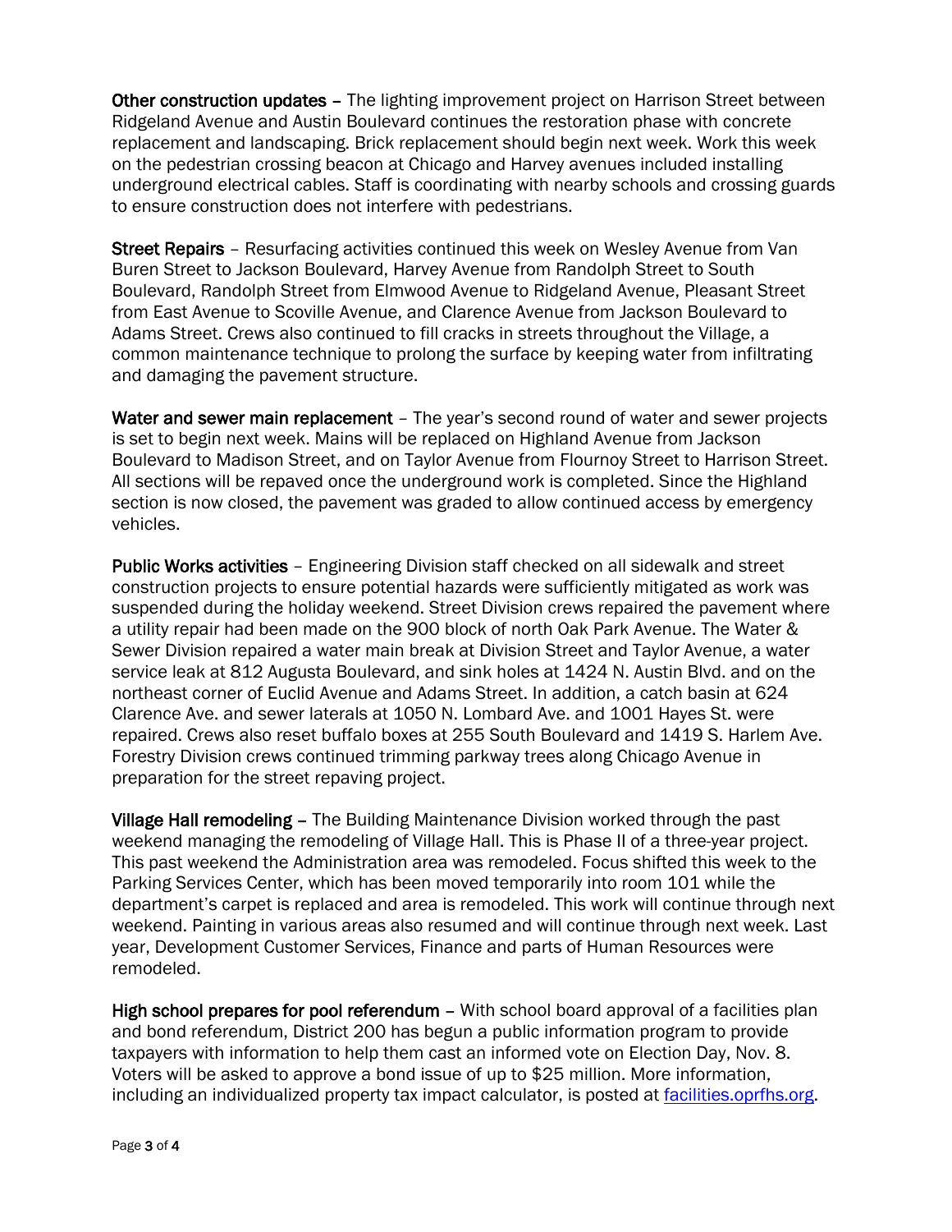**Other construction updates** – The lighting improvement project on Harrison Street between Ridgeland Avenue and Austin Boulevard continues the restoration phase with concrete replacement and landscaping. Brick replacement should begin next week. Work this week on the pedestrian crossing beacon at Chicago and Harvey avenues included installing underground electrical cables. Staff is coordinating with nearby schools and crossing guards to ensure construction does not interfere with pedestrians.

**Street Repairs** – Resurfacing activities continued this week on Wesley Avenue from Van Buren Street to Jackson Boulevard, Harvey Avenue from Randolph Street to South Boulevard, Randolph Street from Elmwood Avenue to Ridgeland Avenue, Pleasant Street from East Avenue to Scoville Avenue, and Clarence Avenue from Jackson Boulevard to Adams Street. Crews also continued to fill cracks in streets throughout the Village, a common maintenance technique to prolong the surface by keeping water from infiltrating and damaging the pavement structure.

**Water and sewer main replacement** – The year's second round of water and sewer projects is set to begin next week. Mains will be replaced on Highland Avenue from Jackson Boulevard to Madison Street, and on Taylor Avenue from Flournoy Street to Harrison Street. All sections will be repaved once the underground work is completed. Since the Highland section is now closed, the pavement was graded to allow continued access by emergency vehicles.

**Public Works activities** – Engineering Division staff checked on all sidewalk and street construction projects to ensure potential hazards were sufficiently mitigated as work was suspended during the holiday weekend. Street Division crews repaired the pavement where a utility repair had been made on the 900 block of north Oak Park Avenue. The Water & Sewer Division repaired a water main break at Division Street and Taylor Avenue, a water service leak at 812 Augusta Boulevard, and sink holes at 1424 N. Austin Blvd. and on the northeast corner of Euclid Avenue and Adams Street. In addition, a catch basin at 624 Clarence Ave. and sewer laterals at 1050 N. Lombard Ave. and 1001 Hayes St. were repaired. Crews also reset buffalo boxes at 255 South Boulevard and 1419 S. Harlem Ave. Forestry Division crews continued trimming parkway trees along Chicago Avenue in preparation for the street repaving project.

**Village Hall remodeling** – The Building Maintenance Division worked through the past weekend managing the remodeling of Village Hall. This is Phase II of a three-year project. This past weekend the Administration area was remodeled. Focus shifted this week to the Parking Services Center, which has been moved temporarily into room 101 while the department's carpet is replaced and area is remodeled. This work will continue through next weekend. Painting in various areas also resumed and will continue through next week. Last year, Development Customer Services, Finance and parts of Human Resources were remodeled.

**High school prepares for pool referendum** – With school board approval of a facilities plan and bond referendum, District 200 has begun a public information program to provide taxpayers with information to help them cast an informed vote on Election Day, Nov. 8. Voters will be asked to approve a bond issue of up to $25 million. More information, including an individualized property tax impact calculator, is posted at [facilities.oprfhs.org](http://facilities.oprfhs.org).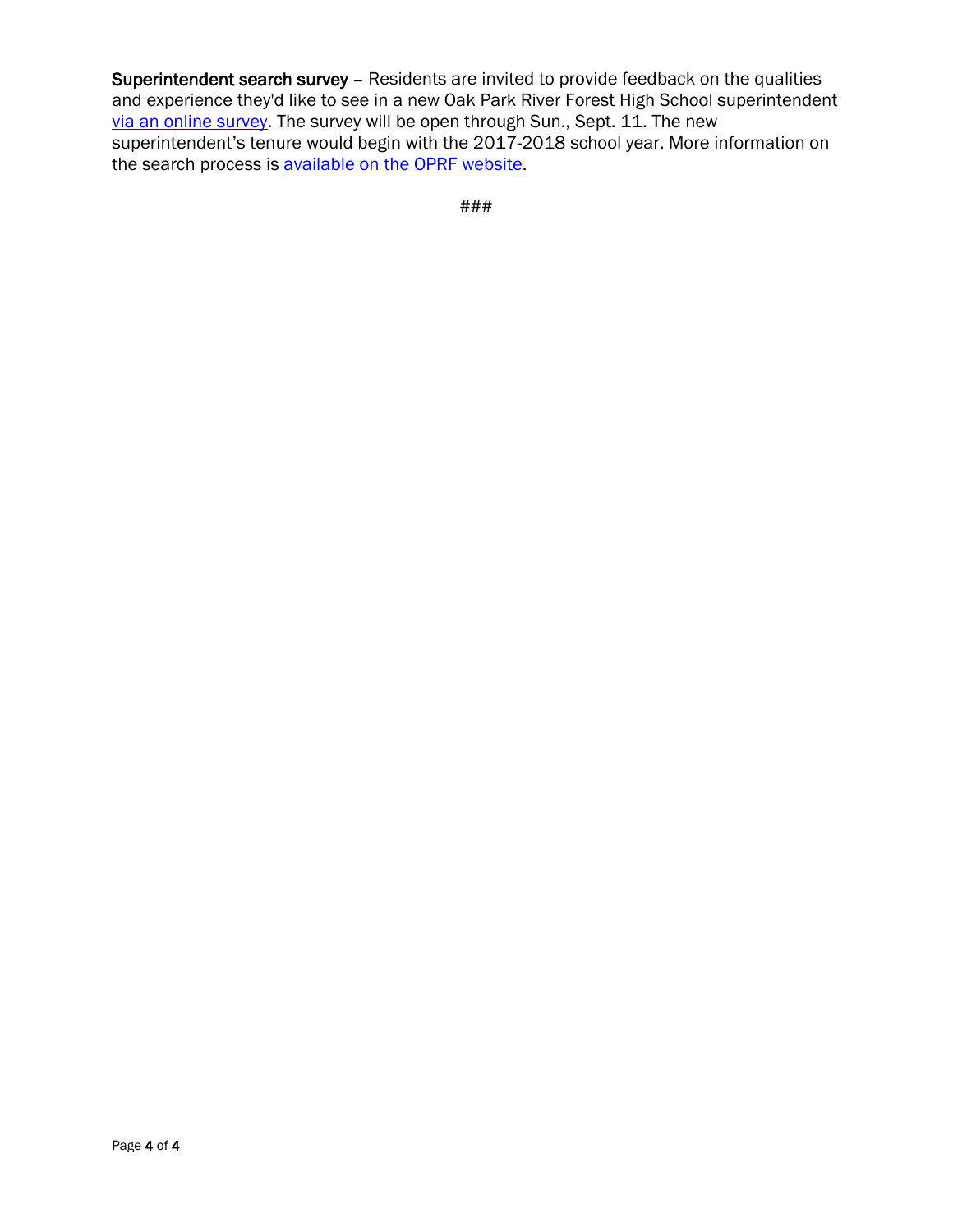**Superintendent search survey** – Residents are invited to provide feedback on the qualities and experience they'd like to see in a new Oak Park River Forest High School superintendent via an online survey. The survey will be open through Sun., Sept. 11. The new superintendent's tenure would begin with the 2017-2018 school year. More information on the search process is available on the OPRF website.

###